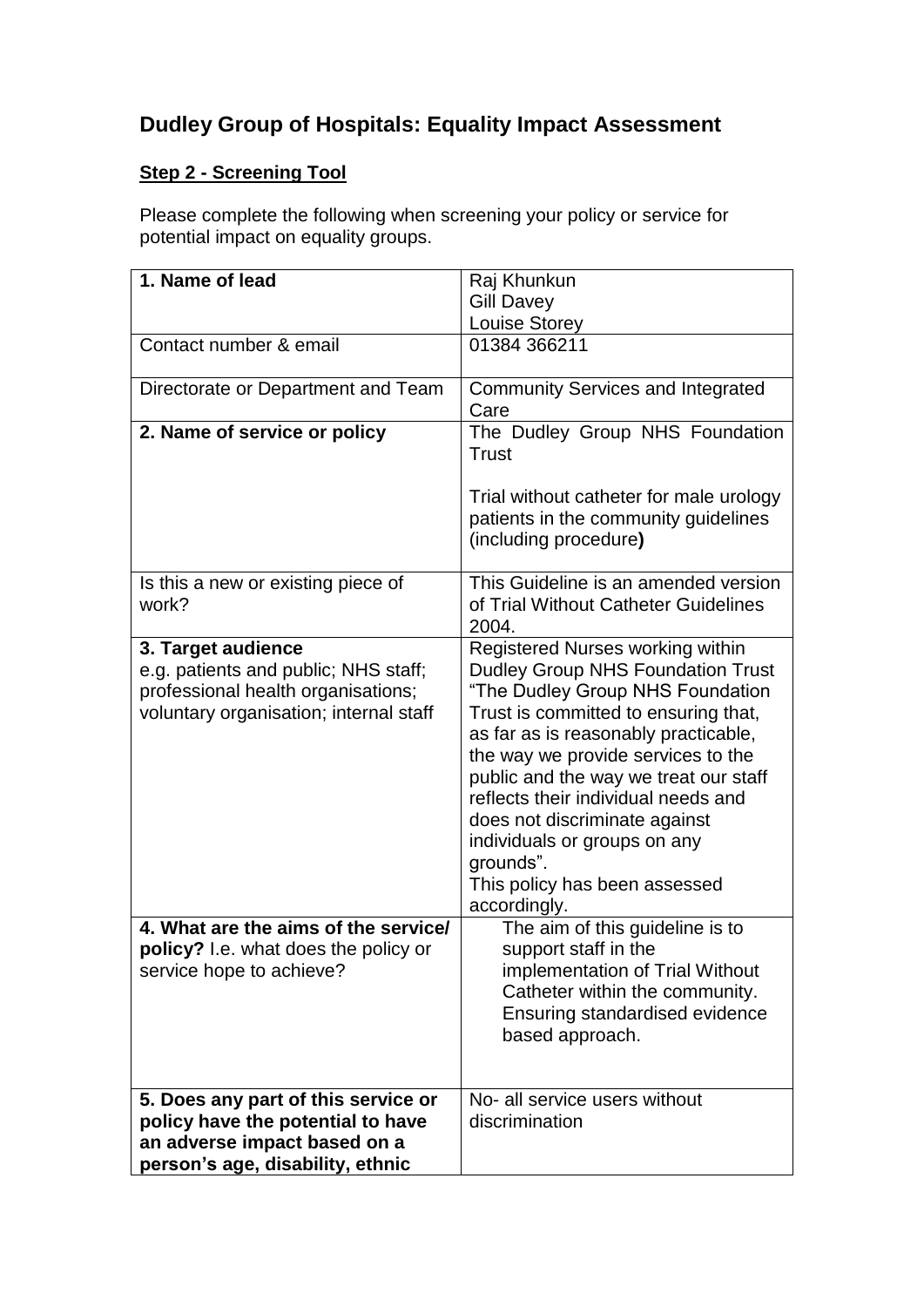# Dudley Group of Hospitals: Equality Impact Assessment

## Step 2 - Screening Tool

Please complete the following when screening your policy or service for potential impact on equality groups.

| **1. Name of lead** | Raj Khunkun<br>Gill Davey<br>Louise Storey |
|---|---|
| Contact number & email | 01384 366211 |
| Directorate or Department and Team | Community Services and Integrated Care |
| **2. Name of service or policy** | The Dudley Group NHS Foundation Trust<br><br>Trial without catheter for male urology patients in the community guidelines (including procedure**)** |
| Is this a new or existing piece of work? | This Guideline is an amended version of Trial Without Catheter Guidelines 2004. |
| **3. Target audience**<br>e.g. patients and public; NHS staff; professional health organisations; voluntary organisation; internal staff | Registered Nurses working within Dudley Group NHS Foundation Trust "The Dudley Group NHS Foundation Trust is committed to ensuring that, as far as is reasonably practicable, the way we provide services to the public and the way we treat our staff reflects their individual needs and does not discriminate against individuals or groups on any grounds".<br>This policy has been assessed accordingly. |
| **4. What are the aims of the service/ policy?** I.e. what does the policy or service hope to achieve? | The aim of this guideline is to support staff in the implementation of Trial Without Catheter within the community. Ensuring standardised evidence based approach. |
| **5. Does any part of this service or policy have the potential to have an adverse impact based on a person's age, disability, ethnic** | No- all service users without discrimination |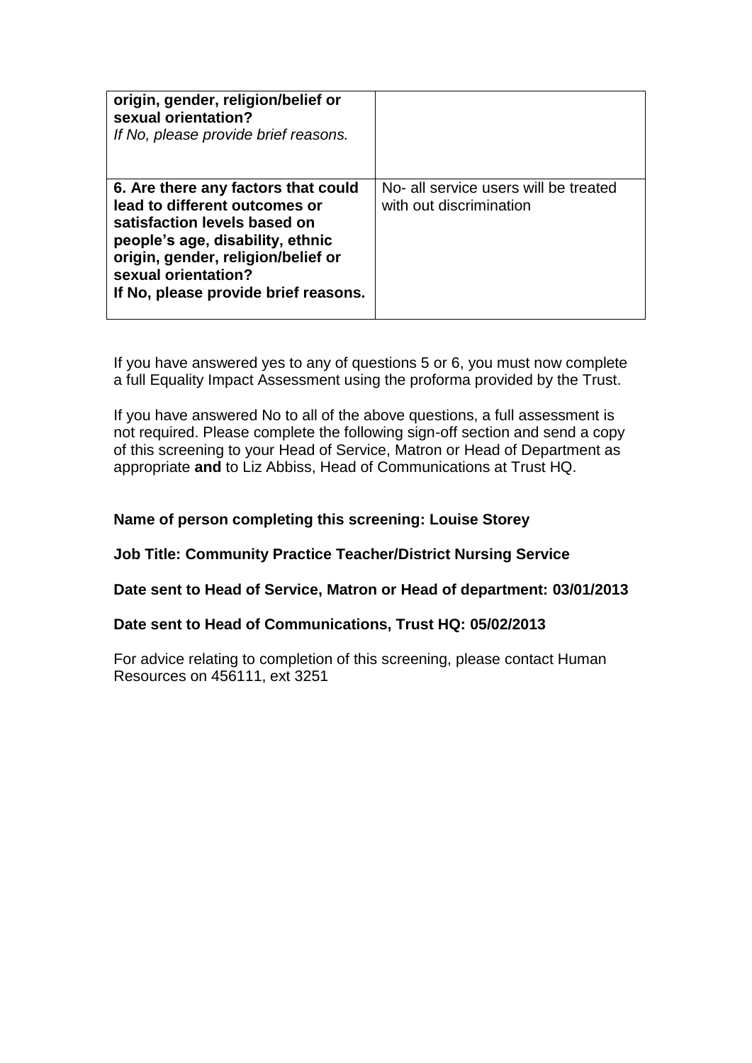| | |
|---|---|
| **origin, gender, religion/belief or sexual orientation?** *If No, please provide brief reasons.* | |
| **6. Are there any factors that could lead to different outcomes or satisfaction levels based on people's age, disability, ethnic origin, gender, religion/belief or sexual orientation? If No, please provide brief reasons.** | No- all service users will be treated with out discrimination |

If you have answered yes to any of questions 5 or 6, you must now complete a full Equality Impact Assessment using the proforma provided by the Trust.

If you have answered No to all of the above questions, a full assessment is not required. Please complete the following sign-off section and send a copy of this screening to your Head of Service, Matron or Head of Department as appropriate **and** to Liz Abbiss, Head of Communications at Trust HQ.

**Name of person completing this screening: Louise Storey**

**Job Title: Community Practice Teacher/District Nursing Service**

**Date sent to Head of Service, Matron or Head of department: 03/01/2013**

**Date sent to Head of Communications, Trust HQ: 05/02/2013**

For advice relating to completion of this screening, please contact Human Resources on 456111, ext 3251